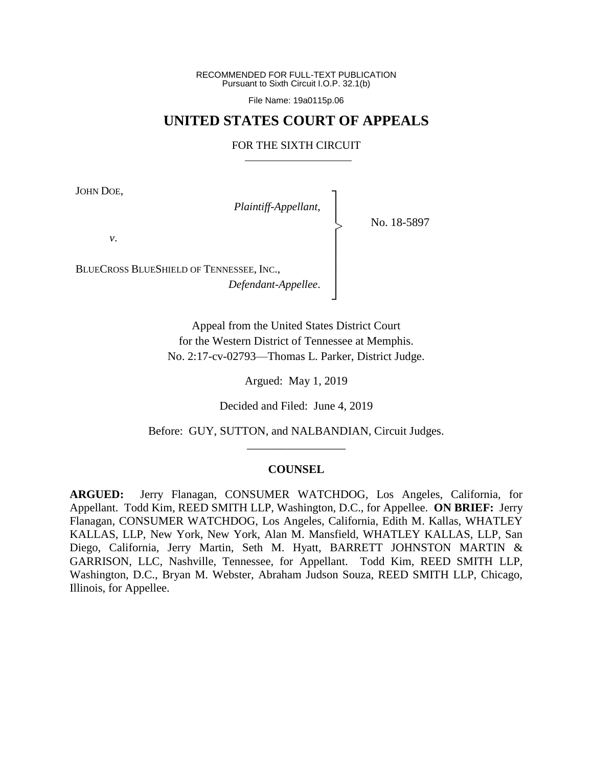RECOMMENDED FOR FULL-TEXT PUBLICATION
Pursuant to Sixth Circuit I.O.P. 32.1(b)

File Name: 19a0115p.06

# UNITED STATES COURT OF APPEALS

## FOR THE SIXTH CIRCUIT

JOHN DOE,

*Plaintiff-Appellant*,

*v*.

BLUECROSS BLUESHIELD OF TENNESSEE, INC.,

*Defendant-Appellee*.

No. 18-5897

Appeal from the United States District Court
for the Western District of Tennessee at Memphis.
No. 2:17-cv-02793—Thomas L. Parker, District Judge.

Argued: May 1, 2019

Decided and Filed: June 4, 2019

Before: GUY, SUTTON, and NALBANDIAN, Circuit Judges.

### COUNSEL

**ARGUED:** Jerry Flanagan, CONSUMER WATCHDOG, Los Angeles, California, for Appellant. Todd Kim, REED SMITH LLP, Washington, D.C., for Appellee. **ON BRIEF:** Jerry Flanagan, CONSUMER WATCHDOG, Los Angeles, California, Edith M. Kallas, WHATLEY KALLAS, LLP, New York, New York, Alan M. Mansfield, WHATLEY KALLAS, LLP, San Diego, California, Jerry Martin, Seth M. Hyatt, BARRETT JOHNSTON MARTIN & GARRISON, LLC, Nashville, Tennessee, for Appellant. Todd Kim, REED SMITH LLP, Washington, D.C., Bryan M. Webster, Abraham Judson Souza, REED SMITH LLP, Chicago, Illinois, for Appellee.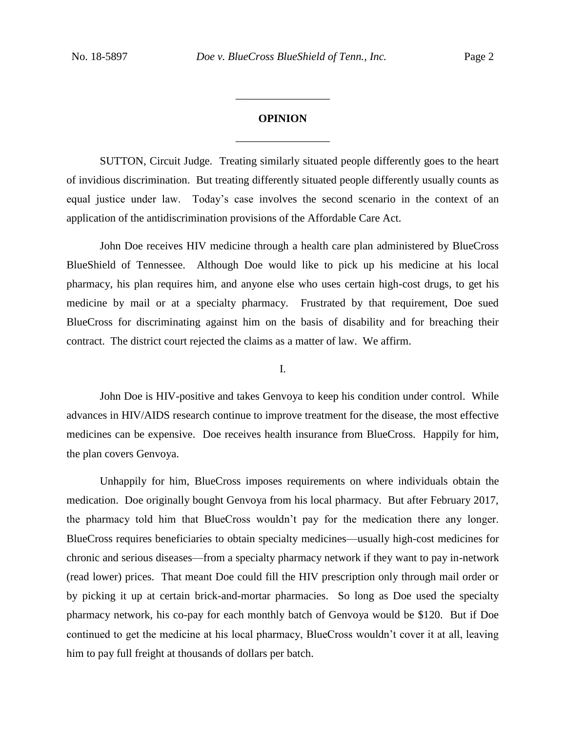## OPINION

SUTTON, Circuit Judge. Treating similarly situated people differently goes to the heart of invidious discrimination. But treating differently situated people differently usually counts as equal justice under law. Today's case involves the second scenario in the context of an application of the antidiscrimination provisions of the Affordable Care Act.

John Doe receives HIV medicine through a health care plan administered by BlueCross BlueShield of Tennessee. Although Doe would like to pick up his medicine at his local pharmacy, his plan requires him, and anyone else who uses certain high-cost drugs, to get his medicine by mail or at a specialty pharmacy. Frustrated by that requirement, Doe sued BlueCross for discriminating against him on the basis of disability and for breaching their contract. The district court rejected the claims as a matter of law. We affirm.

### I.

John Doe is HIV-positive and takes Genvoya to keep his condition under control. While advances in HIV/AIDS research continue to improve treatment for the disease, the most effective medicines can be expensive. Doe receives health insurance from BlueCross. Happily for him, the plan covers Genvoya.

Unhappily for him, BlueCross imposes requirements on where individuals obtain the medication. Doe originally bought Genvoya from his local pharmacy. But after February 2017, the pharmacy told him that BlueCross wouldn't pay for the medication there any longer. BlueCross requires beneficiaries to obtain specialty medicines—usually high-cost medicines for chronic and serious diseases—from a specialty pharmacy network if they want to pay in-network (read lower) prices. That meant Doe could fill the HIV prescription only through mail order or by picking it up at certain brick-and-mortar pharmacies. So long as Doe used the specialty pharmacy network, his co-pay for each monthly batch of Genvoya would be $120. But if Doe continued to get the medicine at his local pharmacy, BlueCross wouldn't cover it at all, leaving him to pay full freight at thousands of dollars per batch.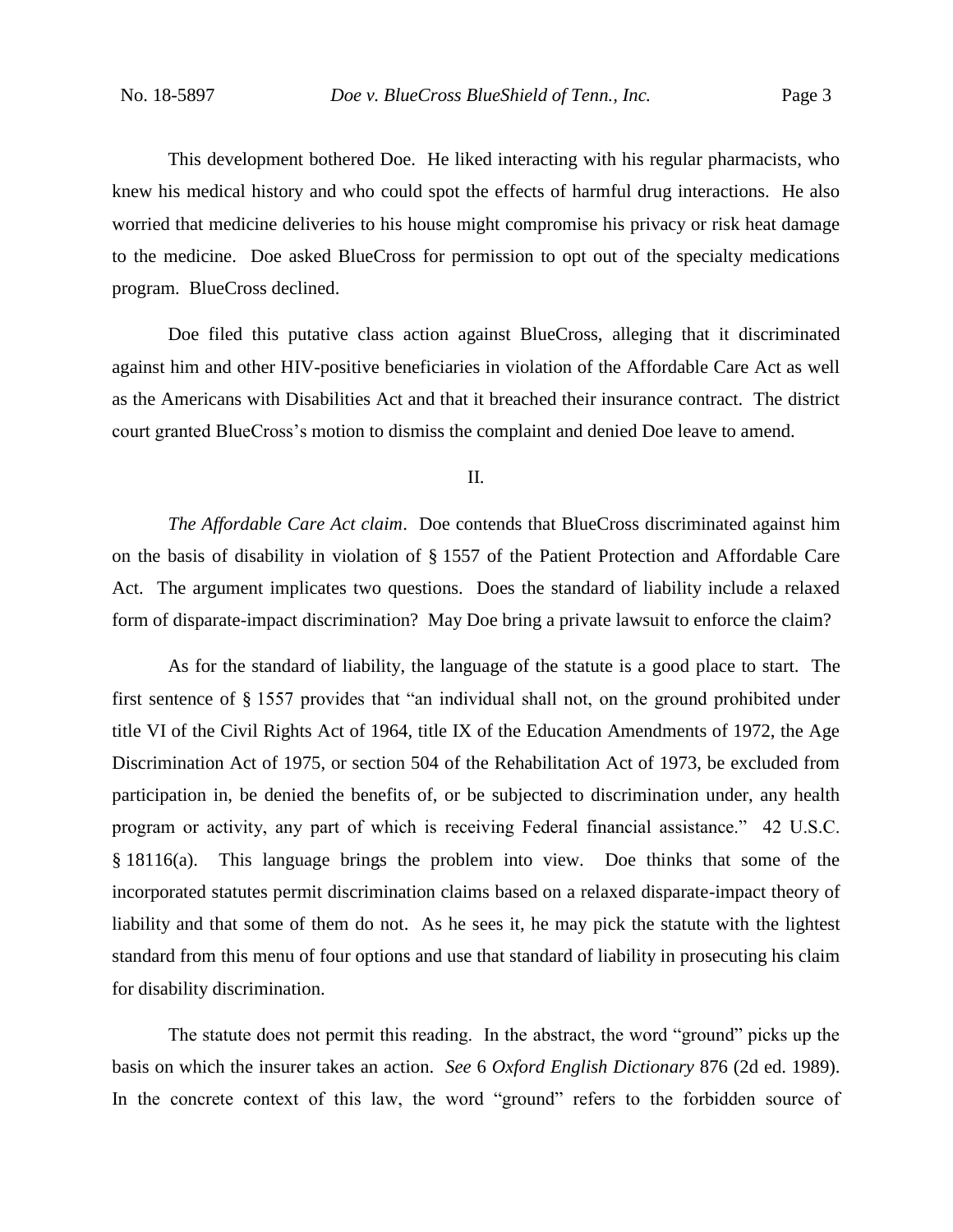This development bothered Doe. He liked interacting with his regular pharmacists, who knew his medical history and who could spot the effects of harmful drug interactions. He also worried that medicine deliveries to his house might compromise his privacy or risk heat damage to the medicine. Doe asked BlueCross for permission to opt out of the specialty medications program. BlueCross declined.

Doe filed this putative class action against BlueCross, alleging that it discriminated against him and other HIV-positive beneficiaries in violation of the Affordable Care Act as well as the Americans with Disabilities Act and that it breached their insurance contract. The district court granted BlueCross's motion to dismiss the complaint and denied Doe leave to amend.

## II.

*The Affordable Care Act claim*. Doe contends that BlueCross discriminated against him on the basis of disability in violation of § 1557 of the Patient Protection and Affordable Care Act. The argument implicates two questions. Does the standard of liability include a relaxed form of disparate-impact discrimination? May Doe bring a private lawsuit to enforce the claim?

As for the standard of liability, the language of the statute is a good place to start. The first sentence of § 1557 provides that "an individual shall not, on the ground prohibited under title VI of the Civil Rights Act of 1964, title IX of the Education Amendments of 1972, the Age Discrimination Act of 1975, or section 504 of the Rehabilitation Act of 1973, be excluded from participation in, be denied the benefits of, or be subjected to discrimination under, any health program or activity, any part of which is receiving Federal financial assistance." 42 U.S.C. § 18116(a). This language brings the problem into view. Doe thinks that some of the incorporated statutes permit discrimination claims based on a relaxed disparate-impact theory of liability and that some of them do not. As he sees it, he may pick the statute with the lightest standard from this menu of four options and use that standard of liability in prosecuting his claim for disability discrimination.

The statute does not permit this reading. In the abstract, the word "ground" picks up the basis on which the insurer takes an action. *See* 6 *Oxford English Dictionary* 876 (2d ed. 1989). In the concrete context of this law, the word "ground" refers to the forbidden source of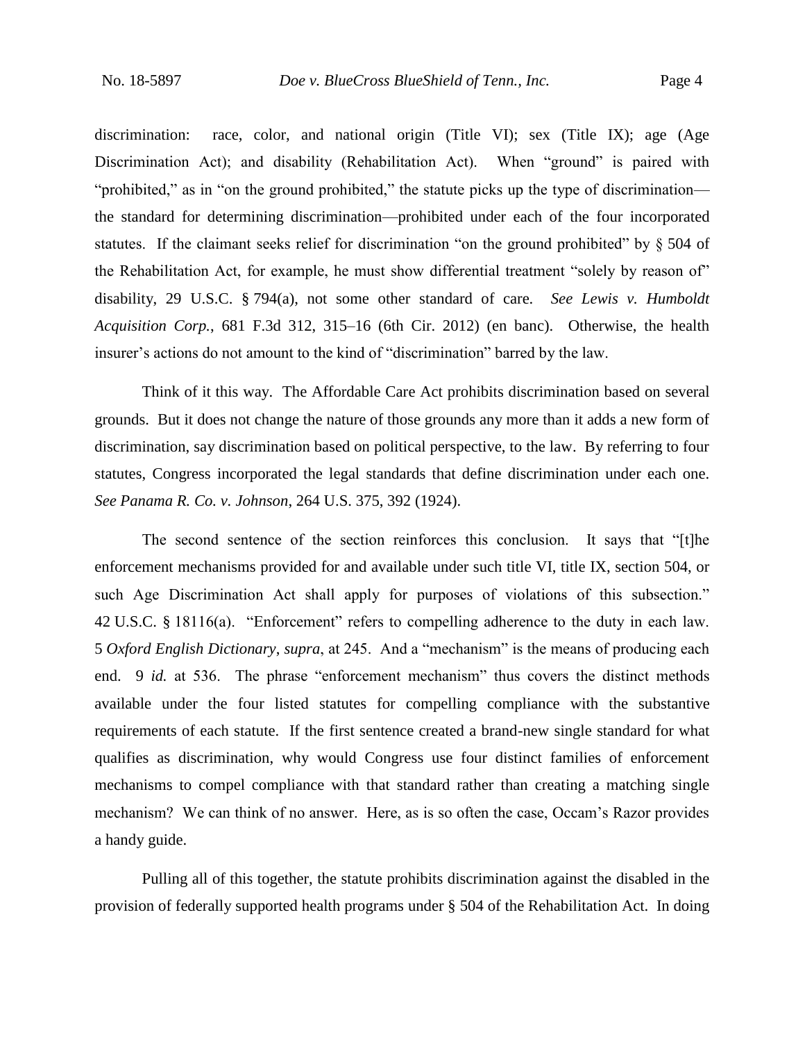discrimination: race, color, and national origin (Title VI); sex (Title IX); age (Age Discrimination Act); and disability (Rehabilitation Act). When "ground" is paired with "prohibited," as in "on the ground prohibited," the statute picks up the type of discrimination—the standard for determining discrimination—prohibited under each of the four incorporated statutes. If the claimant seeks relief for discrimination "on the ground prohibited" by § 504 of the Rehabilitation Act, for example, he must show differential treatment "solely by reason of" disability, 29 U.S.C. § 794(a), not some other standard of care. *See Lewis v. Humboldt Acquisition Corp.*, 681 F.3d 312, 315–16 (6th Cir. 2012) (en banc). Otherwise, the health insurer's actions do not amount to the kind of "discrimination" barred by the law.

Think of it this way. The Affordable Care Act prohibits discrimination based on several grounds. But it does not change the nature of those grounds any more than it adds a new form of discrimination, say discrimination based on political perspective, to the law. By referring to four statutes, Congress incorporated the legal standards that define discrimination under each one. *See Panama R. Co. v. Johnson*, 264 U.S. 375, 392 (1924).

The second sentence of the section reinforces this conclusion. It says that "[t]he enforcement mechanisms provided for and available under such title VI, title IX, section 504, or such Age Discrimination Act shall apply for purposes of violations of this subsection." 42 U.S.C. § 18116(a). "Enforcement" refers to compelling adherence to the duty in each law. 5 *Oxford English Dictionary*, *supra*, at 245. And a "mechanism" is the means of producing each end. 9 *id.* at 536. The phrase "enforcement mechanism" thus covers the distinct methods available under the four listed statutes for compelling compliance with the substantive requirements of each statute. If the first sentence created a brand-new single standard for what qualifies as discrimination, why would Congress use four distinct families of enforcement mechanisms to compel compliance with that standard rather than creating a matching single mechanism? We can think of no answer. Here, as is so often the case, Occam's Razor provides a handy guide.

Pulling all of this together, the statute prohibits discrimination against the disabled in the provision of federally supported health programs under § 504 of the Rehabilitation Act. In doing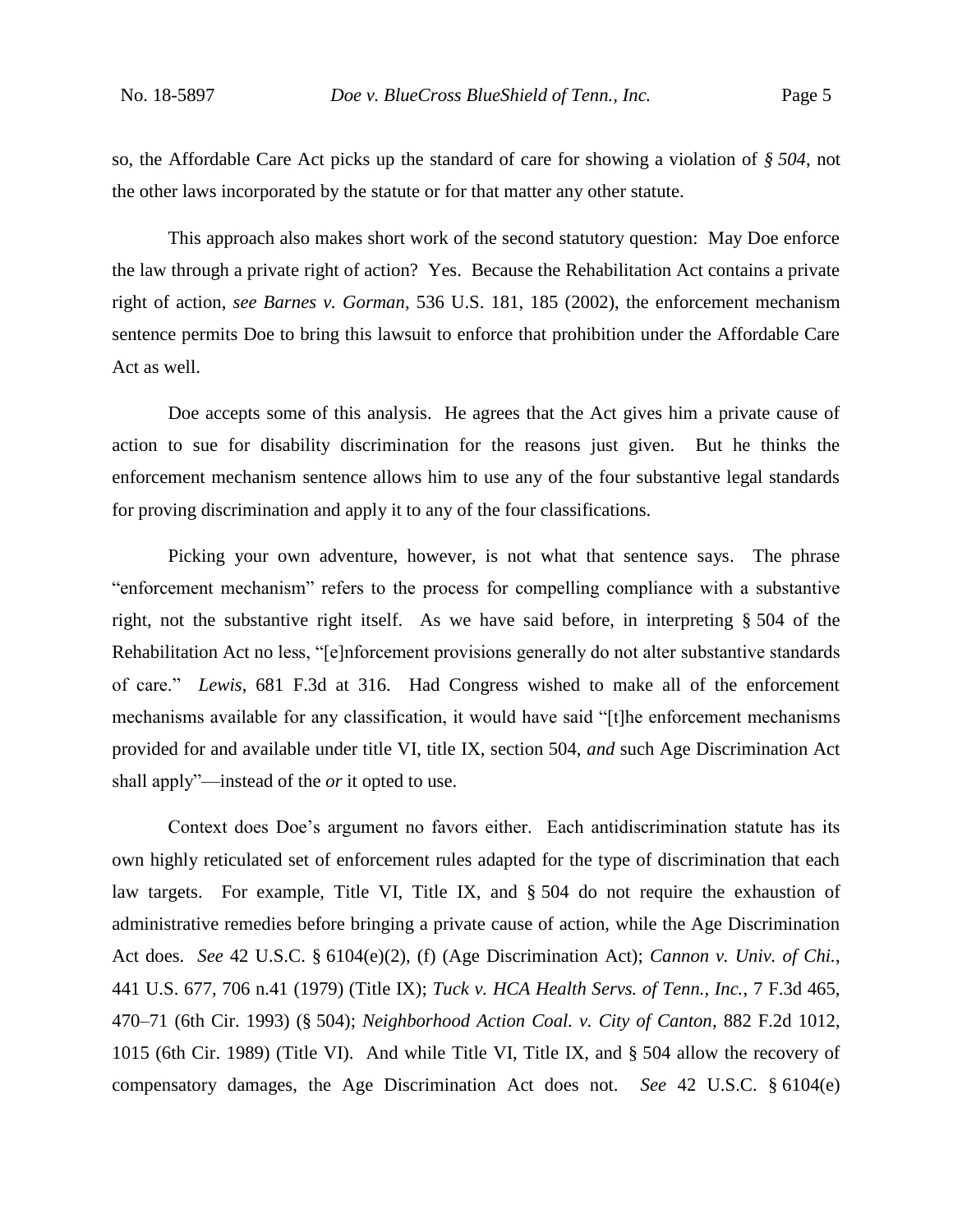so, the Affordable Care Act picks up the standard of care for showing a violation of *§ 504*, not the other laws incorporated by the statute or for that matter any other statute.

This approach also makes short work of the second statutory question: May Doe enforce the law through a private right of action? Yes. Because the Rehabilitation Act contains a private right of action, *see Barnes v. Gorman*, 536 U.S. 181, 185 (2002), the enforcement mechanism sentence permits Doe to bring this lawsuit to enforce that prohibition under the Affordable Care Act as well.

Doe accepts some of this analysis. He agrees that the Act gives him a private cause of action to sue for disability discrimination for the reasons just given. But he thinks the enforcement mechanism sentence allows him to use any of the four substantive legal standards for proving discrimination and apply it to any of the four classifications.

Picking your own adventure, however, is not what that sentence says. The phrase "enforcement mechanism" refers to the process for compelling compliance with a substantive right, not the substantive right itself. As we have said before, in interpreting § 504 of the Rehabilitation Act no less, "[e]nforcement provisions generally do not alter substantive standards of care." *Lewis*, 681 F.3d at 316. Had Congress wished to make all of the enforcement mechanisms available for any classification, it would have said "[t]he enforcement mechanisms provided for and available under title VI, title IX, section 504, *and* such Age Discrimination Act shall apply"—instead of the *or* it opted to use.

Context does Doe's argument no favors either. Each antidiscrimination statute has its own highly reticulated set of enforcement rules adapted for the type of discrimination that each law targets. For example, Title VI, Title IX, and § 504 do not require the exhaustion of administrative remedies before bringing a private cause of action, while the Age Discrimination Act does. *See* 42 U.S.C. § 6104(e)(2), (f) (Age Discrimination Act); *Cannon v. Univ. of Chi.*, 441 U.S. 677, 706 n.41 (1979) (Title IX); *Tuck v. HCA Health Servs. of Tenn., Inc.*, 7 F.3d 465, 470–71 (6th Cir. 1993) (§ 504); *Neighborhood Action Coal. v. City of Canton*, 882 F.2d 1012, 1015 (6th Cir. 1989) (Title VI). And while Title VI, Title IX, and § 504 allow the recovery of compensatory damages, the Age Discrimination Act does not. *See* 42 U.S.C. § 6104(e)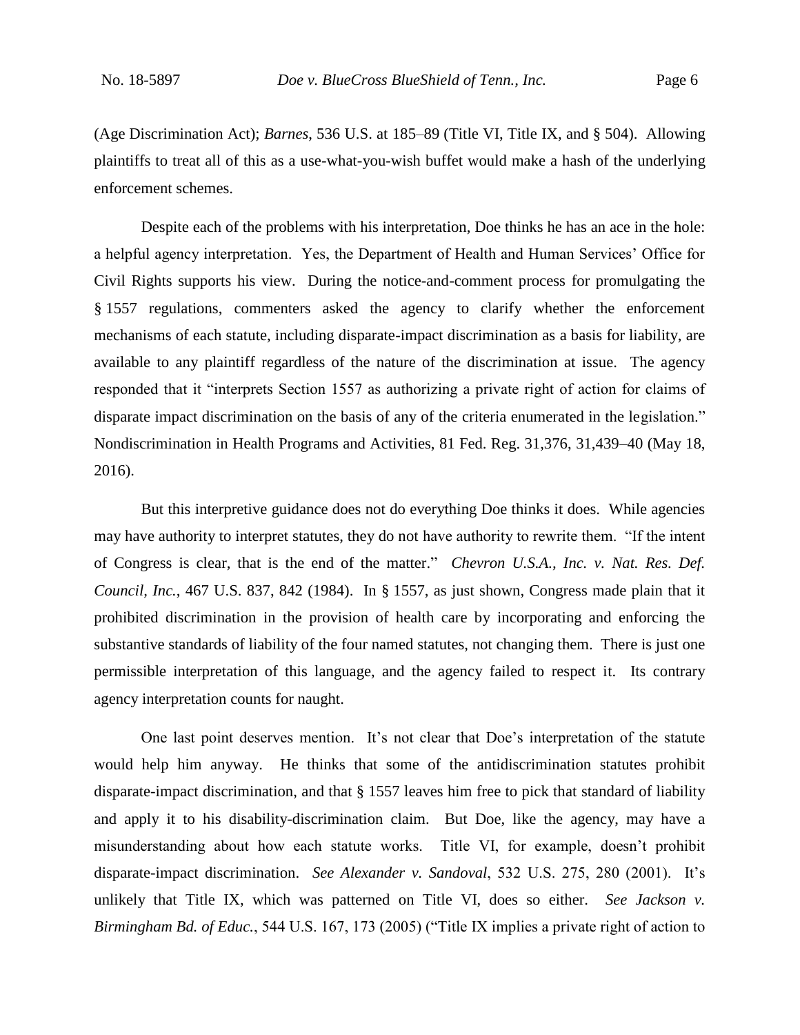(Age Discrimination Act); *Barnes*, 536 U.S. at 185–89 (Title VI, Title IX, and § 504). Allowing plaintiffs to treat all of this as a use-what-you-wish buffet would make a hash of the underlying enforcement schemes.

Despite each of the problems with his interpretation, Doe thinks he has an ace in the hole: a helpful agency interpretation. Yes, the Department of Health and Human Services' Office for Civil Rights supports his view. During the notice-and-comment process for promulgating the § 1557 regulations, commenters asked the agency to clarify whether the enforcement mechanisms of each statute, including disparate-impact discrimination as a basis for liability, are available to any plaintiff regardless of the nature of the discrimination at issue. The agency responded that it "interprets Section 1557 as authorizing a private right of action for claims of disparate impact discrimination on the basis of any of the criteria enumerated in the legislation." Nondiscrimination in Health Programs and Activities, 81 Fed. Reg. 31,376, 31,439–40 (May 18, 2016).

But this interpretive guidance does not do everything Doe thinks it does. While agencies may have authority to interpret statutes, they do not have authority to rewrite them. "If the intent of Congress is clear, that is the end of the matter." *Chevron U.S.A., Inc. v. Nat. Res. Def. Council, Inc.*, 467 U.S. 837, 842 (1984). In § 1557, as just shown, Congress made plain that it prohibited discrimination in the provision of health care by incorporating and enforcing the substantive standards of liability of the four named statutes, not changing them. There is just one permissible interpretation of this language, and the agency failed to respect it. Its contrary agency interpretation counts for naught.

One last point deserves mention. It's not clear that Doe's interpretation of the statute would help him anyway. He thinks that some of the antidiscrimination statutes prohibit disparate-impact discrimination, and that § 1557 leaves him free to pick that standard of liability and apply it to his disability-discrimination claim. But Doe, like the agency, may have a misunderstanding about how each statute works. Title VI, for example, doesn't prohibit disparate-impact discrimination. *See Alexander v. Sandoval*, 532 U.S. 275, 280 (2001). It's unlikely that Title IX, which was patterned on Title VI, does so either. *See Jackson v. Birmingham Bd. of Educ.*, 544 U.S. 167, 173 (2005) ("Title IX implies a private right of action to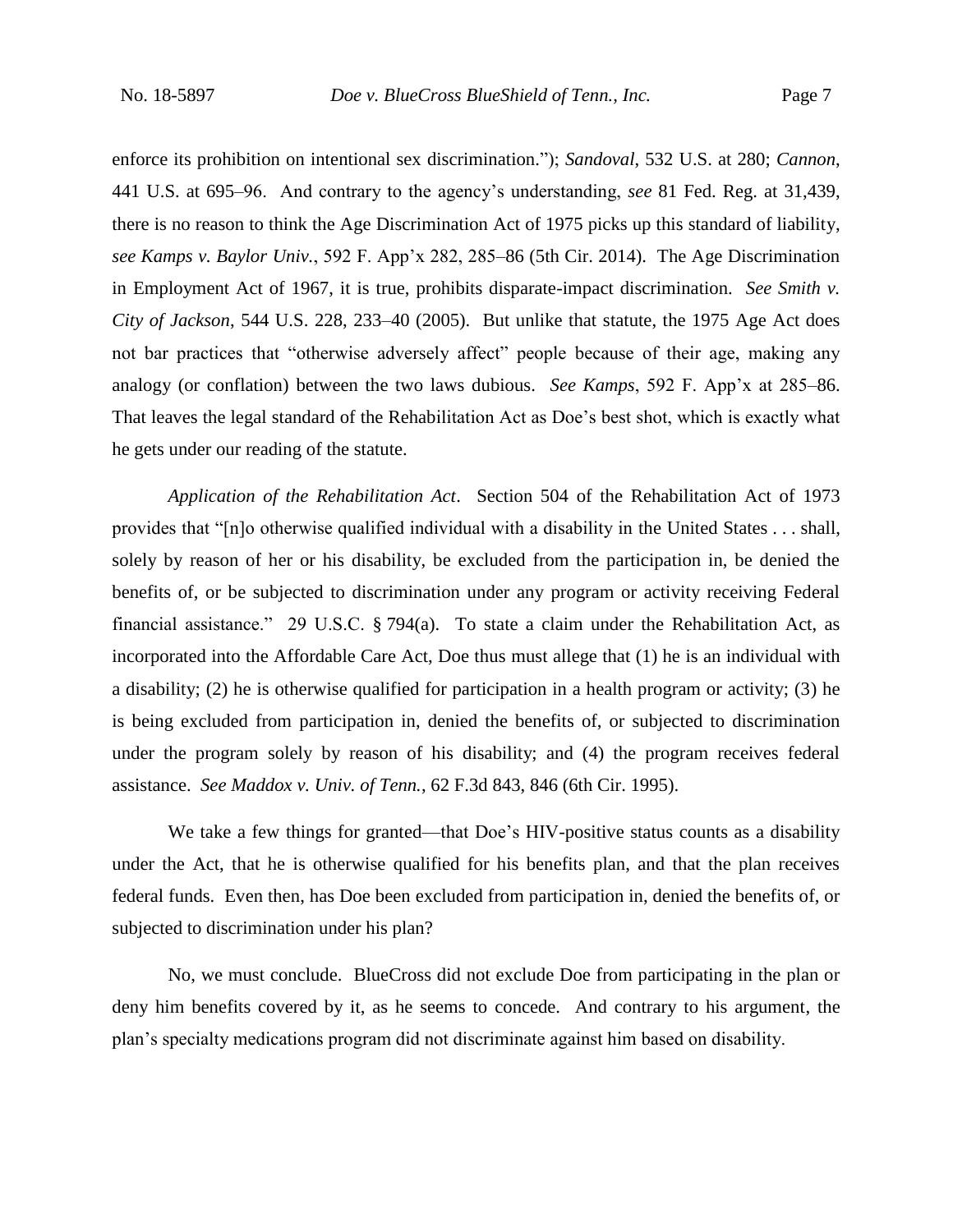enforce its prohibition on intentional sex discrimination."); *Sandoval*, 532 U.S. at 280; *Cannon*, 441 U.S. at 695–96. And contrary to the agency's understanding, *see* 81 Fed. Reg. at 31,439, there is no reason to think the Age Discrimination Act of 1975 picks up this standard of liability, *see Kamps v. Baylor Univ.*, 592 F. App'x 282, 285–86 (5th Cir. 2014). The Age Discrimination in Employment Act of 1967, it is true, prohibits disparate-impact discrimination. *See Smith v. City of Jackson*, 544 U.S. 228, 233–40 (2005). But unlike that statute, the 1975 Age Act does not bar practices that "otherwise adversely affect" people because of their age, making any analogy (or conflation) between the two laws dubious. *See Kamps*, 592 F. App'x at 285–86. That leaves the legal standard of the Rehabilitation Act as Doe's best shot, which is exactly what he gets under our reading of the statute.

*Application of the Rehabilitation Act*. Section 504 of the Rehabilitation Act of 1973 provides that "[n]o otherwise qualified individual with a disability in the United States . . . shall, solely by reason of her or his disability, be excluded from the participation in, be denied the benefits of, or be subjected to discrimination under any program or activity receiving Federal financial assistance." 29 U.S.C. § 794(a). To state a claim under the Rehabilitation Act, as incorporated into the Affordable Care Act, Doe thus must allege that (1) he is an individual with a disability; (2) he is otherwise qualified for participation in a health program or activity; (3) he is being excluded from participation in, denied the benefits of, or subjected to discrimination under the program solely by reason of his disability; and (4) the program receives federal assistance. *See Maddox v. Univ. of Tenn.*, 62 F.3d 843, 846 (6th Cir. 1995).

We take a few things for granted—that Doe's HIV-positive status counts as a disability under the Act, that he is otherwise qualified for his benefits plan, and that the plan receives federal funds. Even then, has Doe been excluded from participation in, denied the benefits of, or subjected to discrimination under his plan?

No, we must conclude. BlueCross did not exclude Doe from participating in the plan or deny him benefits covered by it, as he seems to concede. And contrary to his argument, the plan's specialty medications program did not discriminate against him based on disability.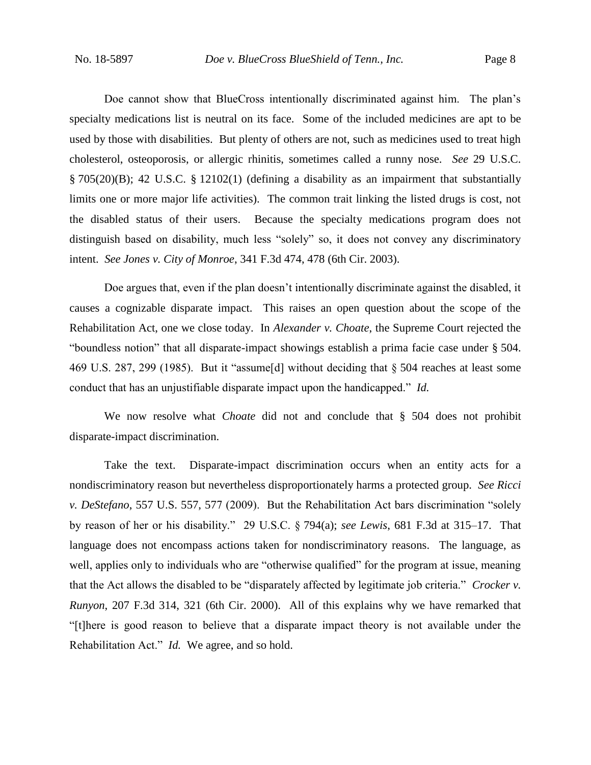Doe cannot show that BlueCross intentionally discriminated against him. The plan's specialty medications list is neutral on its face. Some of the included medicines are apt to be used by those with disabilities. But plenty of others are not, such as medicines used to treat high cholesterol, osteoporosis, or allergic rhinitis, sometimes called a runny nose. *See* 29 U.S.C. § 705(20)(B); 42 U.S.C. § 12102(1) (defining a disability as an impairment that substantially limits one or more major life activities). The common trait linking the listed drugs is cost, not the disabled status of their users. Because the specialty medications program does not distinguish based on disability, much less "solely" so, it does not convey any discriminatory intent. *See Jones v. City of Monroe*, 341 F.3d 474, 478 (6th Cir. 2003).

Doe argues that, even if the plan doesn't intentionally discriminate against the disabled, it causes a cognizable disparate impact. This raises an open question about the scope of the Rehabilitation Act, one we close today. In *Alexander v. Choate*, the Supreme Court rejected the "boundless notion" that all disparate-impact showings establish a prima facie case under § 504. 469 U.S. 287, 299 (1985). But it "assume[d] without deciding that § 504 reaches at least some conduct that has an unjustifiable disparate impact upon the handicapped." *Id.*

We now resolve what *Choate* did not and conclude that § 504 does not prohibit disparate-impact discrimination.

Take the text. Disparate-impact discrimination occurs when an entity acts for a nondiscriminatory reason but nevertheless disproportionately harms a protected group. *See Ricci v. DeStefano*, 557 U.S. 557, 577 (2009). But the Rehabilitation Act bars discrimination "solely by reason of her or his disability." 29 U.S.C. § 794(a); *see Lewis*, 681 F.3d at 315–17. That language does not encompass actions taken for nondiscriminatory reasons. The language, as well, applies only to individuals who are "otherwise qualified" for the program at issue, meaning that the Act allows the disabled to be "disparately affected by legitimate job criteria." *Crocker v. Runyon*, 207 F.3d 314, 321 (6th Cir. 2000). All of this explains why we have remarked that "[t]here is good reason to believe that a disparate impact theory is not available under the Rehabilitation Act." *Id.* We agree, and so hold.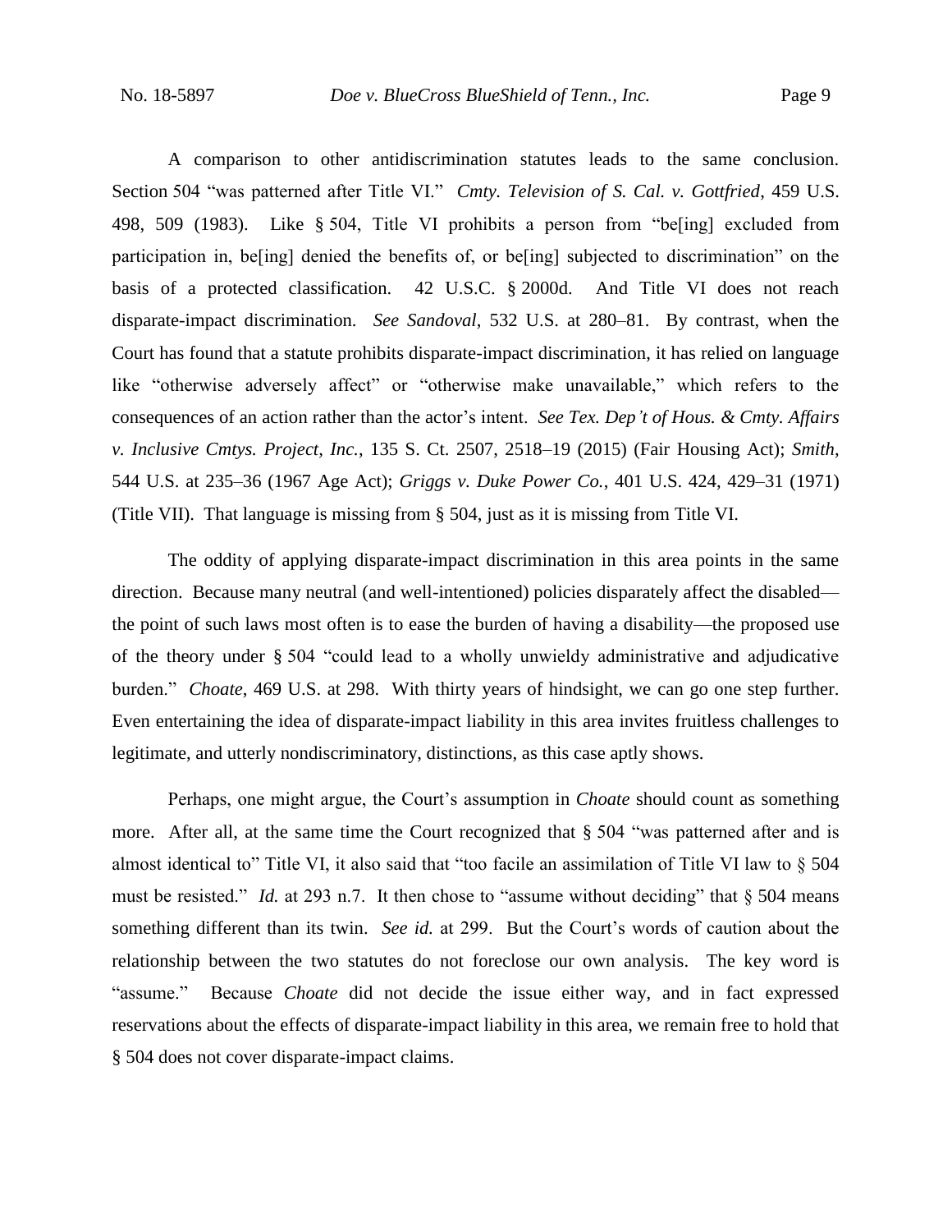A comparison to other antidiscrimination statutes leads to the same conclusion. Section 504 "was patterned after Title VI." *Cmty. Television of S. Cal. v. Gottfried*, 459 U.S. 498, 509 (1983). Like § 504, Title VI prohibits a person from "be[ing] excluded from participation in, be[ing] denied the benefits of, or be[ing] subjected to discrimination" on the basis of a protected classification. 42 U.S.C. § 2000d. And Title VI does not reach disparate-impact discrimination. *See Sandoval*, 532 U.S. at 280–81. By contrast, when the Court has found that a statute prohibits disparate-impact discrimination, it has relied on language like "otherwise adversely affect" or "otherwise make unavailable," which refers to the consequences of an action rather than the actor's intent. *See Tex. Dep't of Hous. & Cmty. Affairs v. Inclusive Cmtys. Project, Inc.*, 135 S. Ct. 2507, 2518–19 (2015) (Fair Housing Act); *Smith*, 544 U.S. at 235–36 (1967 Age Act); *Griggs v. Duke Power Co.*, 401 U.S. 424, 429–31 (1971) (Title VII). That language is missing from § 504, just as it is missing from Title VI.

The oddity of applying disparate-impact discrimination in this area points in the same direction. Because many neutral (and well-intentioned) policies disparately affect the disabled—the point of such laws most often is to ease the burden of having a disability—the proposed use of the theory under § 504 "could lead to a wholly unwieldy administrative and adjudicative burden." *Choate*, 469 U.S. at 298. With thirty years of hindsight, we can go one step further. Even entertaining the idea of disparate-impact liability in this area invites fruitless challenges to legitimate, and utterly nondiscriminatory, distinctions, as this case aptly shows.

Perhaps, one might argue, the Court's assumption in *Choate* should count as something more. After all, at the same time the Court recognized that § 504 "was patterned after and is almost identical to" Title VI, it also said that "too facile an assimilation of Title VI law to § 504 must be resisted." *Id.* at 293 n.7. It then chose to "assume without deciding" that § 504 means something different than its twin. *See id.* at 299. But the Court's words of caution about the relationship between the two statutes do not foreclose our own analysis. The key word is "assume." Because *Choate* did not decide the issue either way, and in fact expressed reservations about the effects of disparate-impact liability in this area, we remain free to hold that § 504 does not cover disparate-impact claims.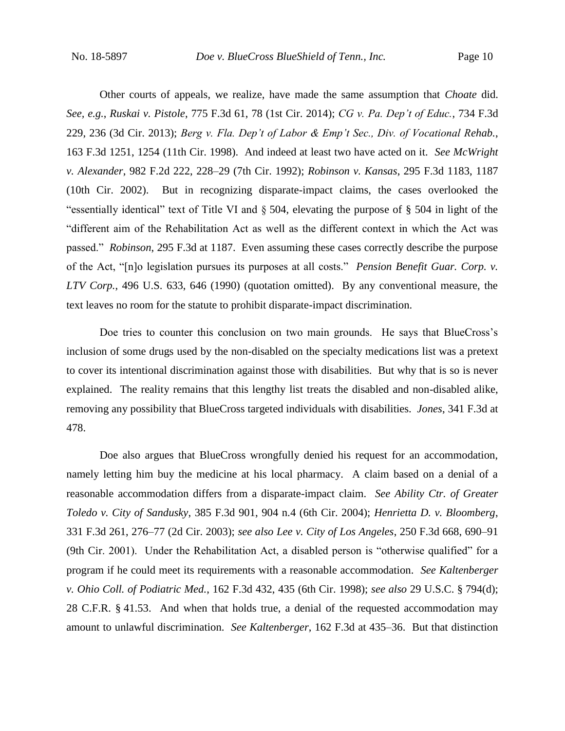Other courts of appeals, we realize, have made the same assumption that *Choate* did. *See, e.g.*, *Ruskai v. Pistole*, 775 F.3d 61, 78 (1st Cir. 2014); *CG v. Pa. Dep't of Educ.*, 734 F.3d 229, 236 (3d Cir. 2013); *Berg v. Fla. Dep't of Labor & Emp't Sec., Div. of Vocational Rehab.*, 163 F.3d 1251, 1254 (11th Cir. 1998). And indeed at least two have acted on it. *See McWright v. Alexander*, 982 F.2d 222, 228–29 (7th Cir. 1992); *Robinson v. Kansas*, 295 F.3d 1183, 1187 (10th Cir. 2002). But in recognizing disparate-impact claims, the cases overlooked the "essentially identical" text of Title VI and § 504, elevating the purpose of § 504 in light of the "different aim of the Rehabilitation Act as well as the different context in which the Act was passed." *Robinson*, 295 F.3d at 1187. Even assuming these cases correctly describe the purpose of the Act, "[n]o legislation pursues its purposes at all costs." *Pension Benefit Guar. Corp. v. LTV Corp.*, 496 U.S. 633, 646 (1990) (quotation omitted). By any conventional measure, the text leaves no room for the statute to prohibit disparate-impact discrimination.

Doe tries to counter this conclusion on two main grounds. He says that BlueCross's inclusion of some drugs used by the non-disabled on the specialty medications list was a pretext to cover its intentional discrimination against those with disabilities. But why that is so is never explained. The reality remains that this lengthy list treats the disabled and non-disabled alike, removing any possibility that BlueCross targeted individuals with disabilities. *Jones*, 341 F.3d at 478.

Doe also argues that BlueCross wrongfully denied his request for an accommodation, namely letting him buy the medicine at his local pharmacy. A claim based on a denial of a reasonable accommodation differs from a disparate-impact claim. *See Ability Ctr. of Greater Toledo v. City of Sandusky*, 385 F.3d 901, 904 n.4 (6th Cir. 2004); *Henrietta D. v. Bloomberg*, 331 F.3d 261, 276–77 (2d Cir. 2003); *see also Lee v. City of Los Angeles*, 250 F.3d 668, 690–91 (9th Cir. 2001). Under the Rehabilitation Act, a disabled person is "otherwise qualified" for a program if he could meet its requirements with a reasonable accommodation. *See Kaltenberger v. Ohio Coll. of Podiatric Med.*, 162 F.3d 432, 435 (6th Cir. 1998); *see also* 29 U.S.C. § 794(d); 28 C.F.R. § 41.53. And when that holds true, a denial of the requested accommodation may amount to unlawful discrimination. *See Kaltenberger*, 162 F.3d at 435–36. But that distinction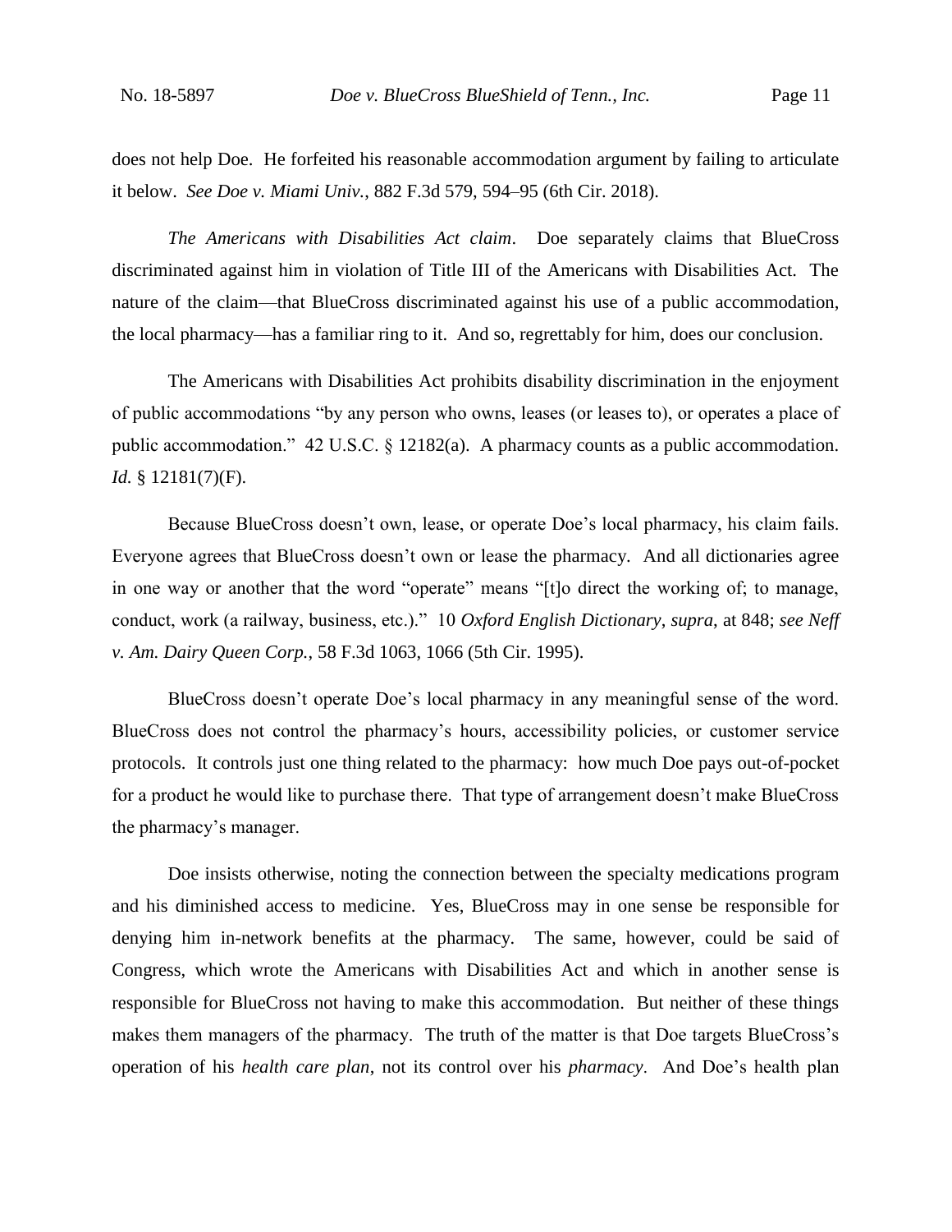does not help Doe. He forfeited his reasonable accommodation argument by failing to articulate it below. *See Doe v. Miami Univ.*, 882 F.3d 579, 594–95 (6th Cir. 2018).

*The Americans with Disabilities Act claim*. Doe separately claims that BlueCross discriminated against him in violation of Title III of the Americans with Disabilities Act. The nature of the claim—that BlueCross discriminated against his use of a public accommodation, the local pharmacy—has a familiar ring to it. And so, regrettably for him, does our conclusion.

The Americans with Disabilities Act prohibits disability discrimination in the enjoyment of public accommodations "by any person who owns, leases (or leases to), or operates a place of public accommodation." 42 U.S.C. § 12182(a). A pharmacy counts as a public accommodation. *Id.* § 12181(7)(F).

Because BlueCross doesn't own, lease, or operate Doe's local pharmacy, his claim fails. Everyone agrees that BlueCross doesn't own or lease the pharmacy. And all dictionaries agree in one way or another that the word "operate" means "[t]o direct the working of; to manage, conduct, work (a railway, business, etc.)." 10 *Oxford English Dictionary*, *supra*, at 848; *see Neff v. Am. Dairy Queen Corp.*, 58 F.3d 1063, 1066 (5th Cir. 1995).

BlueCross doesn't operate Doe's local pharmacy in any meaningful sense of the word. BlueCross does not control the pharmacy's hours, accessibility policies, or customer service protocols. It controls just one thing related to the pharmacy: how much Doe pays out-of-pocket for a product he would like to purchase there. That type of arrangement doesn't make BlueCross the pharmacy's manager.

Doe insists otherwise, noting the connection between the specialty medications program and his diminished access to medicine. Yes, BlueCross may in one sense be responsible for denying him in-network benefits at the pharmacy. The same, however, could be said of Congress, which wrote the Americans with Disabilities Act and which in another sense is responsible for BlueCross not having to make this accommodation. But neither of these things makes them managers of the pharmacy. The truth of the matter is that Doe targets BlueCross's operation of his *health care plan*, not its control over his *pharmacy*. And Doe's health plan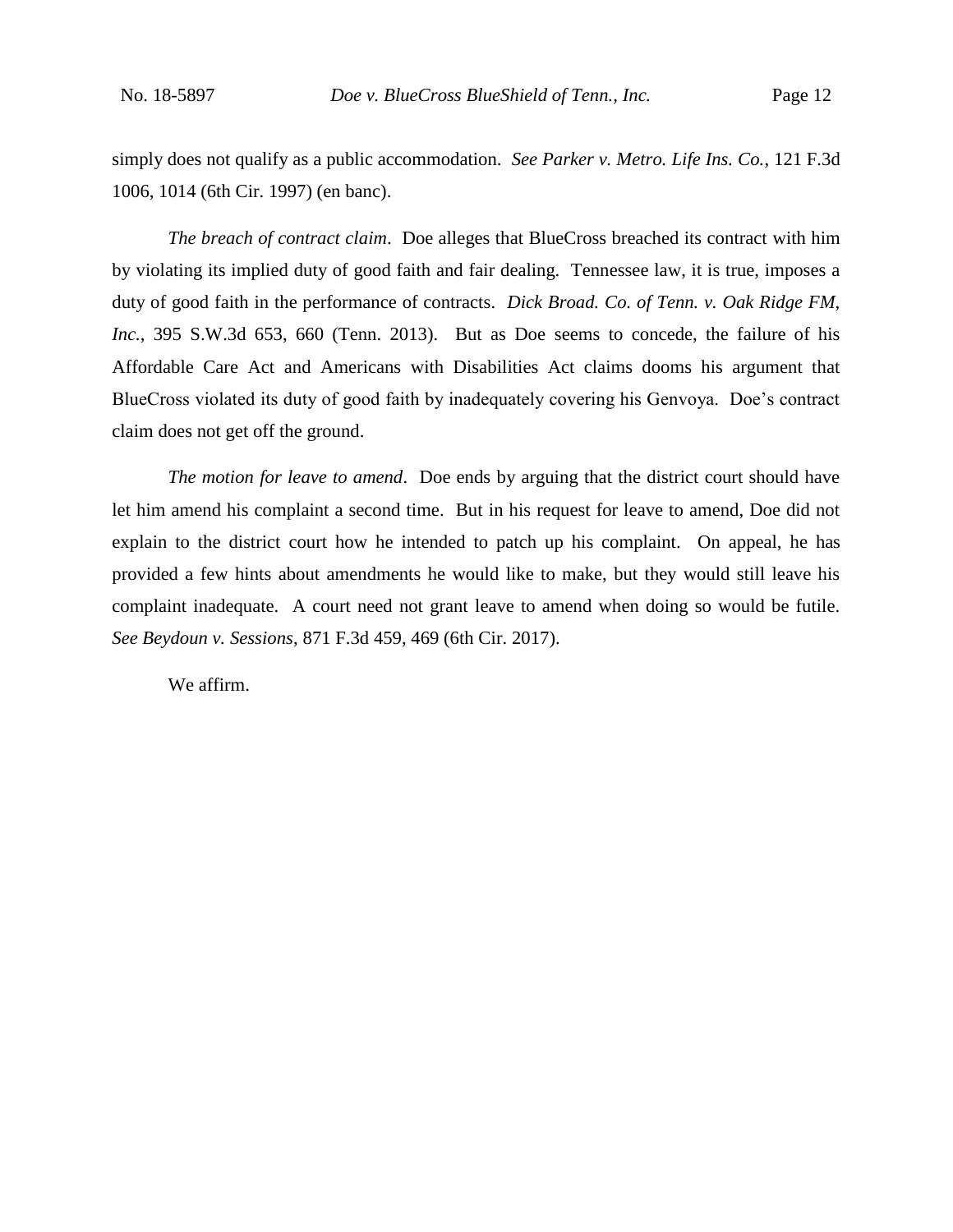simply does not qualify as a public accommodation. *See Parker v. Metro. Life Ins. Co.*, 121 F.3d 1006, 1014 (6th Cir. 1997) (en banc).

*The breach of contract claim*. Doe alleges that BlueCross breached its contract with him by violating its implied duty of good faith and fair dealing. Tennessee law, it is true, imposes a duty of good faith in the performance of contracts. *Dick Broad. Co. of Tenn. v. Oak Ridge FM, Inc.*, 395 S.W.3d 653, 660 (Tenn. 2013). But as Doe seems to concede, the failure of his Affordable Care Act and Americans with Disabilities Act claims dooms his argument that BlueCross violated its duty of good faith by inadequately covering his Genvoya. Doe's contract claim does not get off the ground.

*The motion for leave to amend*. Doe ends by arguing that the district court should have let him amend his complaint a second time. But in his request for leave to amend, Doe did not explain to the district court how he intended to patch up his complaint. On appeal, he has provided a few hints about amendments he would like to make, but they would still leave his complaint inadequate. A court need not grant leave to amend when doing so would be futile. *See Beydoun v. Sessions*, 871 F.3d 459, 469 (6th Cir. 2017).

We affirm.